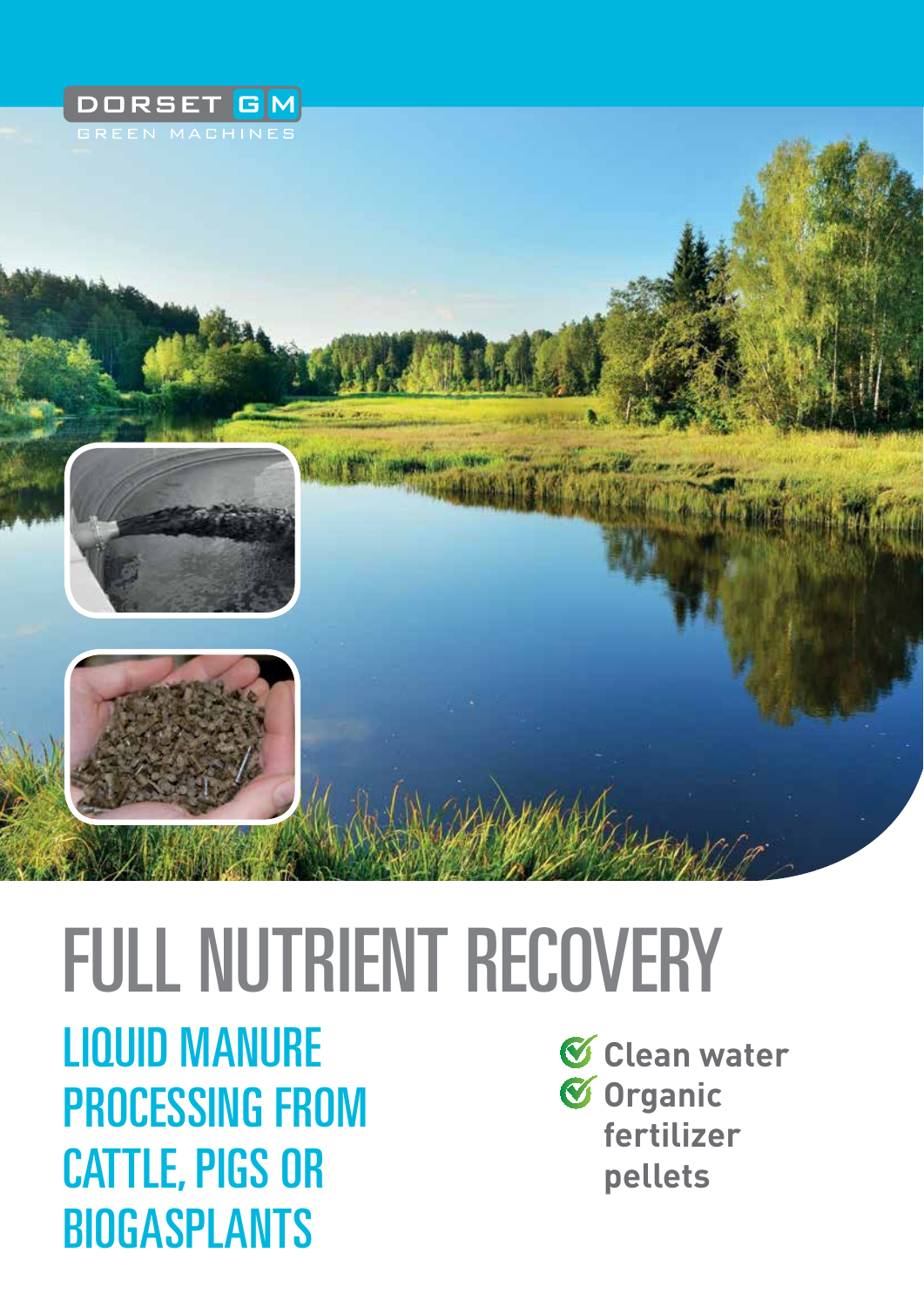DORSET GM
GREEN MACHINES

# FULL NUTRIENT RECOVERY

## LIQUID MANURE PROCESSING FROM CATTLE, PIGS OR BIOGASPLANTS

- **Clean water**
- **Organic fertilizer pellets**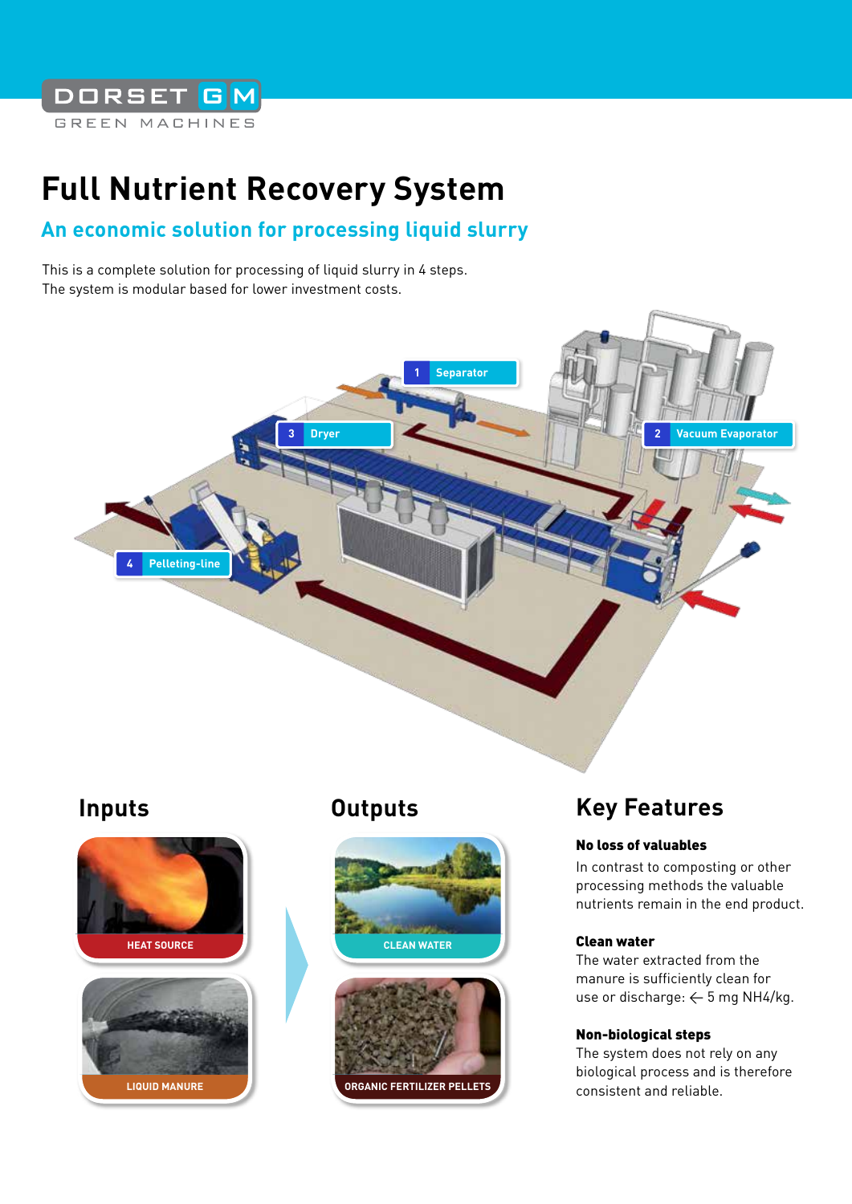DORSET GM

GREEN MACHINES

# Full Nutrient Recovery System

## An economic solution for processing liquid slurry

This is a complete solution for processing of liquid slurry in 4 steps.
The system is modular based for lower investment costs.

1 Separator

2 Vacuum Evaporator

3 Dryer

4 Pelleting-line

## Inputs

HEAT SOURCE

LIQUID MANURE

## Outputs

CLEAN WATER

ORGANIC FERTILIZER PELLETS

## Key Features

**No loss of valuables**

In contrast to composting or other processing methods the valuable nutrients remain in the end product.

**Clean water**

The water extracted from the manure is sufficiently clean for use or discharge: ← 5 mg NH4/kg.

**Non-biological steps**

The system does not rely on any biological process and is therefore consistent and reliable.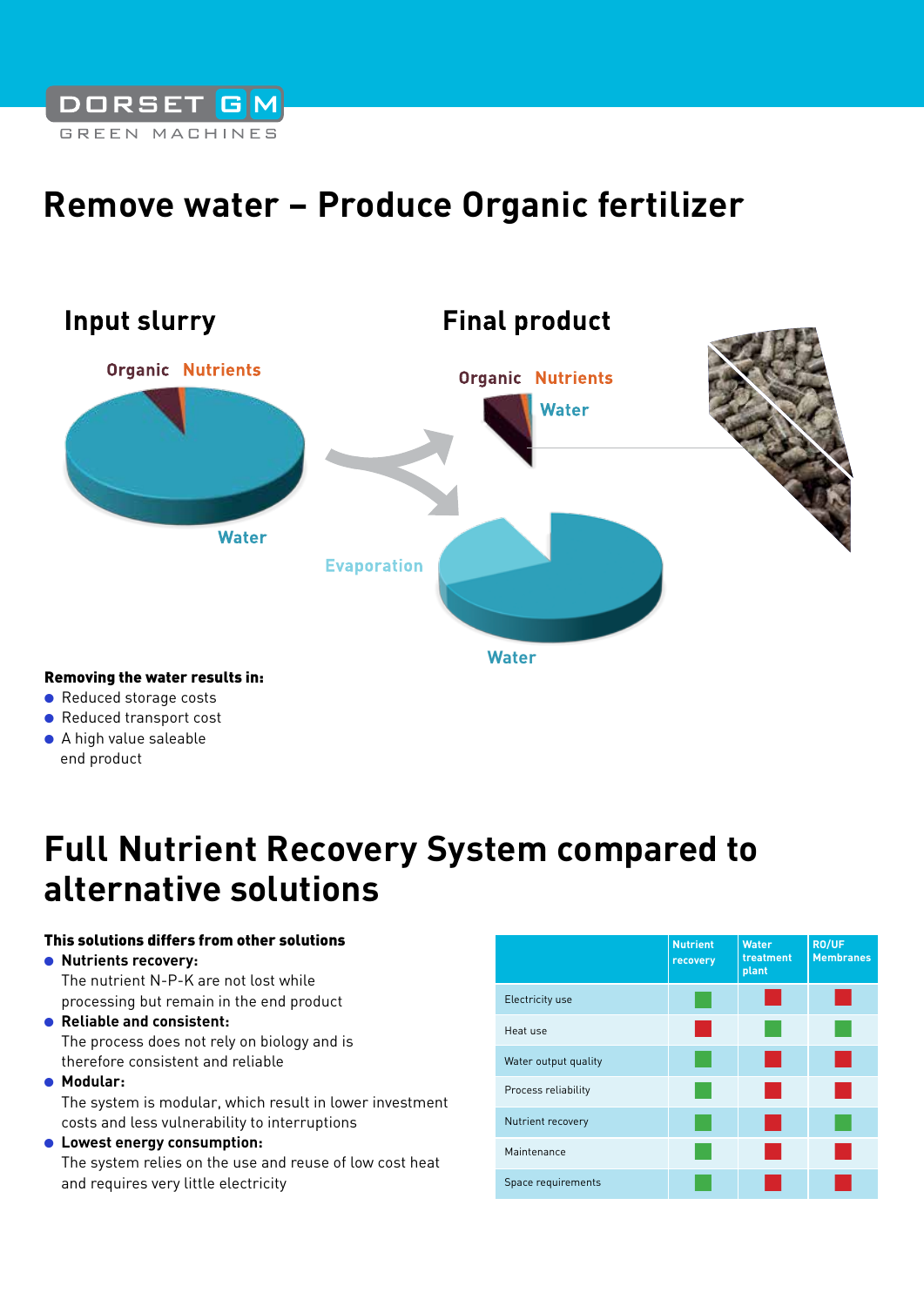DORSET GM
GREEN MACHINES

# Remove water – Produce Organic fertilizer

## Input slurry

Organic Nutrients

Water

## Final product

Organic Nutrients

Water

Evaporation

Water

**Removing the water results in:**

- Reduced storage costs
- Reduced transport cost
- A high value saleable end product

# Full Nutrient Recovery System compared to alternative solutions

**This solutions differs from other solutions**

- **Nutrients recovery:**
  The nutrient N-P-K are not lost while processing but remain in the end product
- **Reliable and consistent:**
  The process does not rely on biology and is therefore consistent and reliable
- **Modular:**
  The system is modular, which result in lower investment costs and less vulnerability to interruptions
- **Lowest energy consumption:**
  The system relies on the use and reuse of low cost heat and requires very little electricity

| | Nutrient recovery | Water treatment plant | RO/UF Membranes |
|---|---|---|---|
| Electricity use | Green | Red | Red |
| Heat use | Red | Green | Green |
| Water output quality | Green | Red | Red |
| Process reliability | Green | Red | Red |
| Nutrient recovery | Green | Red | Green |
| Maintenance | Green | Red | Red |
| Space requirements | Green | Red | Red |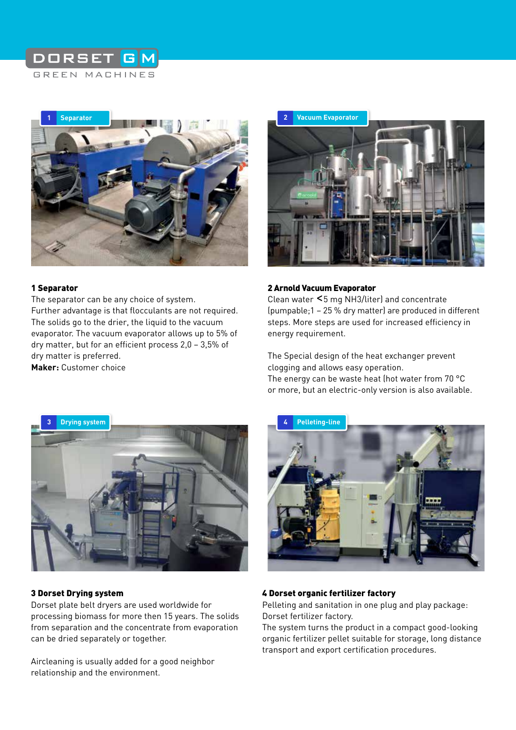# DORSET GM

GREEN MACHINES

1 Separator

2 Vacuum Evaporator

**1 Separator**

The separator can be any choice of system.
Further advantage is that flocculants are not required.
The solids go to the drier, the liquid to the vacuum evaporator. The vacuum evaporator allows up to 5% of dry matter, but for an efficient process 2,0 – 3,5% of dry matter is preferred.

**Maker:** Customer choice

**2 Arnold Vacuum Evaporator**

Clean water <5 mg $NH_3$/liter) and concentrate (pumpable;1 – 25 % dry matter) are produced in different steps. More steps are used for increased efficiency in energy requirement.

The Special design of the heat exchanger prevent clogging and allows easy operation.
The energy can be waste heat (hot water from 70 °C or more, but an electric-only version is also available.

3 Drying system

4 Pelleting-line

**3 Dorset Drying system**

Dorset plate belt dryers are used worldwide for processing biomass for more then 15 years. The solids from separation and the concentrate from evaporation can be dried separately or together.

Aircleaning is usually added for a good neighbor relationship and the environment.

**4 Dorset organic fertilizer factory**

Pelleting and sanitation in one plug and play package: Dorset fertilizer factory.
The system turns the product in a compact good-looking organic fertilizer pellet suitable for storage, long distance transport and export certification procedures.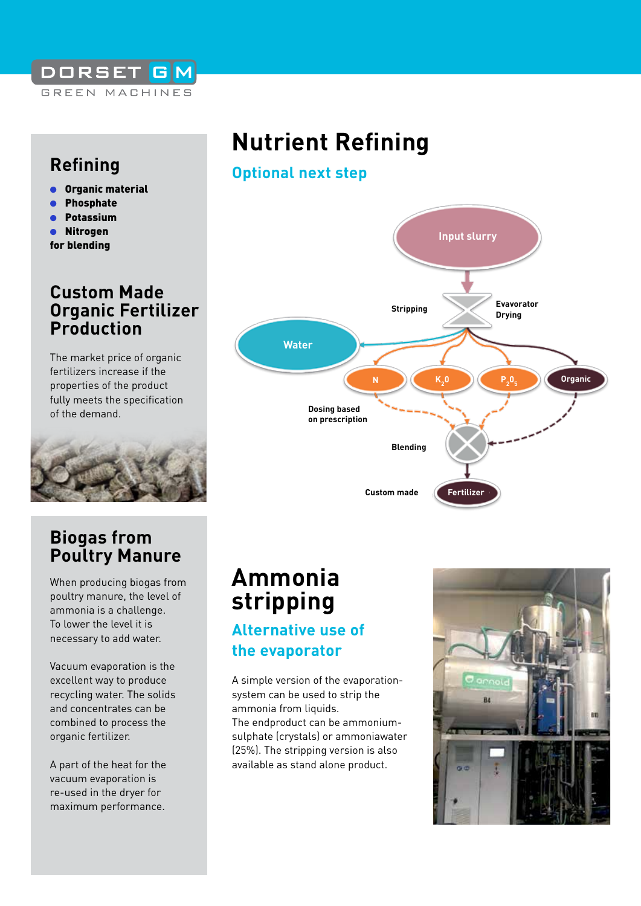# Nutrient Refining

## Optional next step

Input slurry

Stripping

Evavorator Drying

Water

N

$K_2O$

$P_2O_5$

Organic

Dosing based on prescription

Blending

Custom made

Fertilizer

## Refining

- **Organic material**
- **Phosphate**
- **Potassium**
- **Nitrogen**

**for blending**

## Custom Made Organic Fertilizer Production

The market price of organic fertilizers increase if the properties of the product fully meets the specification of the demand.

## Biogas from Poultry Manure

When producing biogas from poultry manure, the level of ammonia is a challenge. To lower the level it is necessary to add water.

Vacuum evaporation is the excellent way to produce recycling water. The solids and concentrates can be combined to process the organic fertilizer.

A part of the heat for the vacuum evaporation is re-used in the dryer for maximum performance.

# Ammonia stripping

## Alternative use of the evaporator

A simple version of the evaporation-system can be used to strip the ammonia from liquids.
The endproduct can be ammonium-sulphate (crystals) or ammoniawater (25%). The stripping version is also available as stand alone product.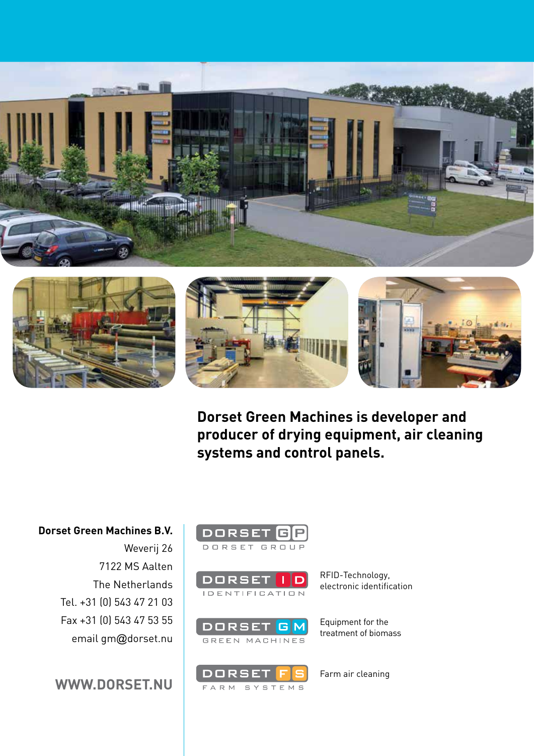**Dorset Green Machines is developer and producer of drying equipment, air cleaning systems and control panels.**

**Dorset Green Machines B.V.**
Weverij 26
7122 MS Aalten
The Netherlands
Tel. +31 (0) 543 47 21 03
Fax +31 (0) 543 47 53 55
email gm@dorset.nu

**WWW.DORSET.NU**

DORSET GP
DORSET GROUP

DORSET ID
IDENTIFICATION

RFID-Technology, electronic identification

DORSET GM
GREEN MACHINES

Equipment for the treatment of biomass

DORSET FS
FARM SYSTEMS

Farm air cleaning